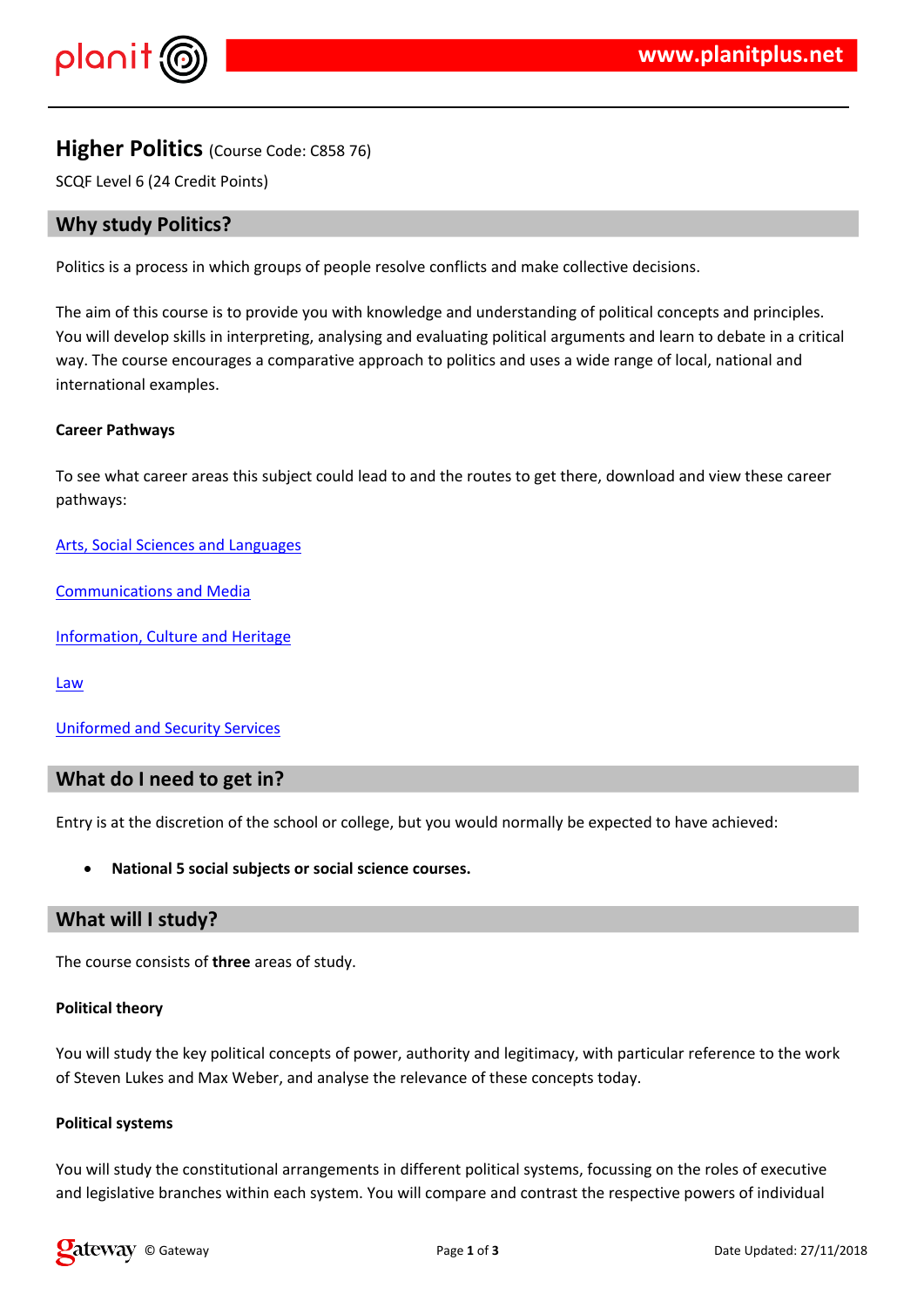# Higher Politics (Course Code: C858 76)

SCQF Level 6 (24 Credit Points)

## Why study Politics?

Politics is a process in which groups of people resolve conflicts and make collective decisions.

The aim of this course is to provide you with knowledge and understanding of political concepts and principles. You will develop skills in interpreting, analysing and evaluating political arguments and learn to debate in a critical way. The course encourages a comparative approach to politics and uses a wide range of local, national and international examples.

### Career Pathways

To see what career areas this subject could lead to and the routes to get there, download and view these career pathways:

Arts, Social Sciences and Languages

Communications and Media

Information, Culture and Heritage

Law

Uniformed and Security Services

## What do I need to get in?

Entry is at the discretion of the school or college, but you would normally be expected to have achieved:

- **National 5 social subjects or social science courses.**

## What will I study?

The course consists of **three** areas of study.

### Political theory

You will study the key political concepts of power, authority and legitimacy, with particular reference to the work of Steven Lukes and Max Weber, and analyse the relevance of these concepts today.

### Political systems

You will study the constitutional arrangements in different political systems, focussing on the roles of executive and legislative branches within each system. You will compare and contrast the respective powers of individual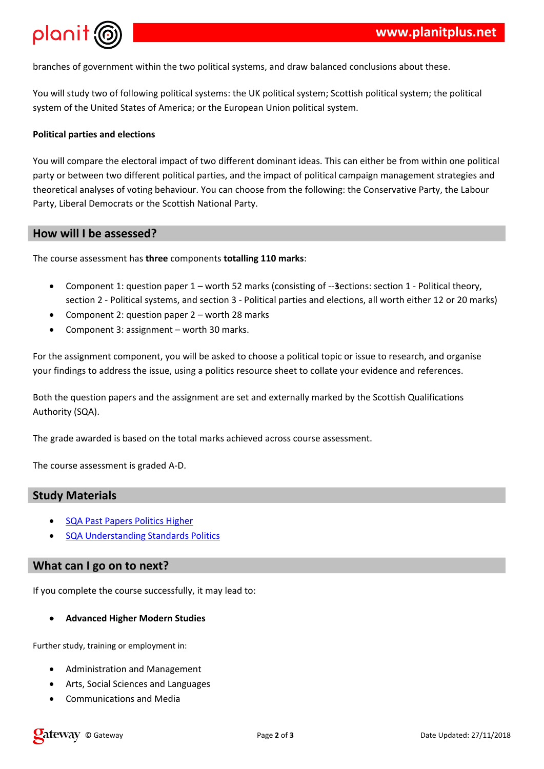branches of government within the two political systems, and draw balanced conclusions about these.

You will study two of following political systems: the UK political system; Scottish political system; the political system of the United States of America; or the European Union political system.

**Political parties and elections**

You will compare the electoral impact of two different dominant ideas. This can either be from within one political party or between two different political parties, and the impact of political campaign management strategies and theoretical analyses of voting behaviour. You can choose from the following: the Conservative Party, the Labour Party, Liberal Democrats or the Scottish National Party.

## How will I be assessed?

The course assessment has **three** components **totalling 110 marks**:

- Component 1: question paper 1 – worth 52 marks (consisting of --**3**ections: section 1 - Political theory, section 2 - Political systems, and section 3 - Political parties and elections, all worth either 12 or 20 marks)
- Component 2: question paper 2 – worth 28 marks
- Component 3: assignment – worth 30 marks.

For the assignment component, you will be asked to choose a political topic or issue to research, and organise your findings to address the issue, using a politics resource sheet to collate your evidence and references.

Both the question papers and the assignment are set and externally marked by the Scottish Qualifications Authority (SQA).

The grade awarded is based on the total marks achieved across course assessment.

The course assessment is graded A-D.

## Study Materials

- SQA Past Papers Politics Higher
- SQA Understanding Standards Politics

## What can I go on to next?

If you complete the course successfully, it may lead to:

- **Advanced Higher Modern Studies**

Further study, training or employment in:

- Administration and Management
- Arts, Social Sciences and Languages
- Communications and Media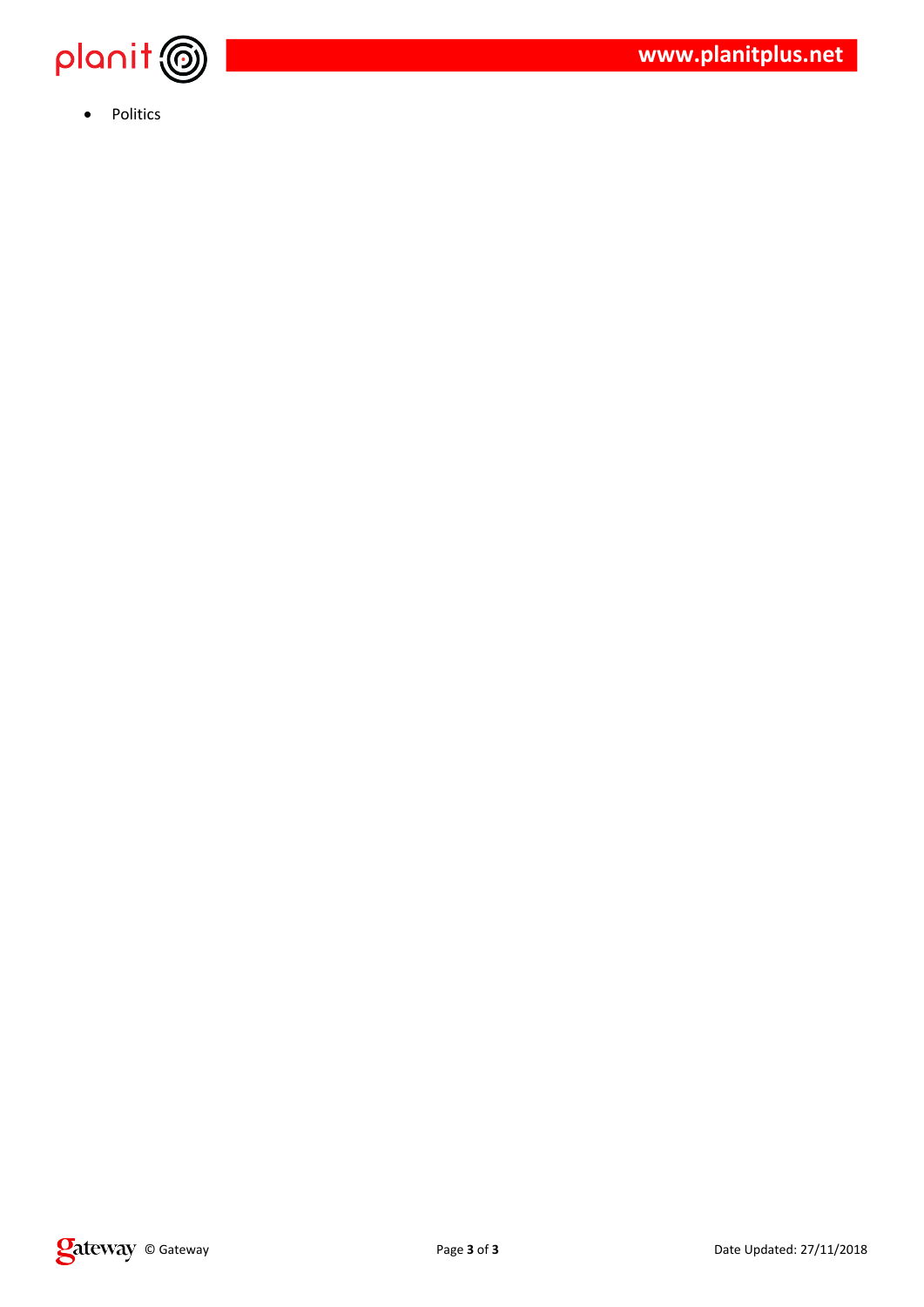- Politics